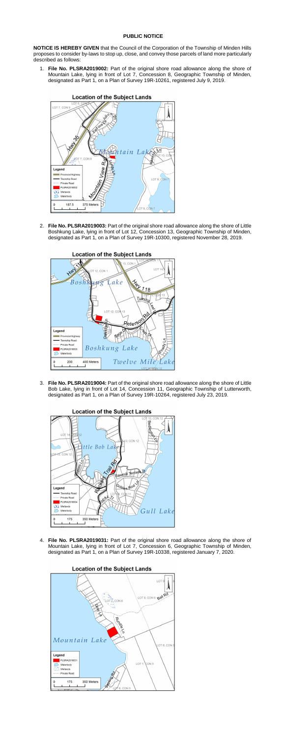## PUBLIC NOTICE

**NOTICE IS HEREBY GIVEN** that the Council of the Corporation of the Township of Minden Hills proposes to consider by-laws to stop up, close, and convey those parcels of land more particularly described as follows:

1. **File No. PLSRA2019002:** Part of the original shore road allowance along the shore of Mountain Lake, lying in front of Lot 7, Concession 8, Geographic Township of Minden, designated as Part 1, on a Plan of Survey 19R-10261, registered July 9, 2019.

**Location of the Subject Lands**

2. **File No. PLSRA2019003:** Part of the original shore road allowance along the shore of Little Boshkung Lake, lying in front of Lot 12, Concession 13, Geographic Township of Minden, designated as Part 1, on a Plan of Survey 19R-10300, registered November 28, 2019.

**Location of the Subject Lands**

3. **File No. PLSRA2019004:** Part of the original shore road allowance along the shore of Little Bob Lake, lying in front of Lot 14, Concession 11, Geographic Township of Lutterworth, designated as Part 1, on a Plan of Survey 19R-10264, registered July 23, 2019.

**Location of the Subject Lands**

4. **File No. PLSRA2019031:** Part of the original shore road allowance along the shore of Mountain Lake, lying in front of Lot 7, Concession 6, Geographic Township of Minden, designated as Part 1, on a Plan of Survey 19R-10338, registered January 7, 2020.

**Location of the Subject Lands**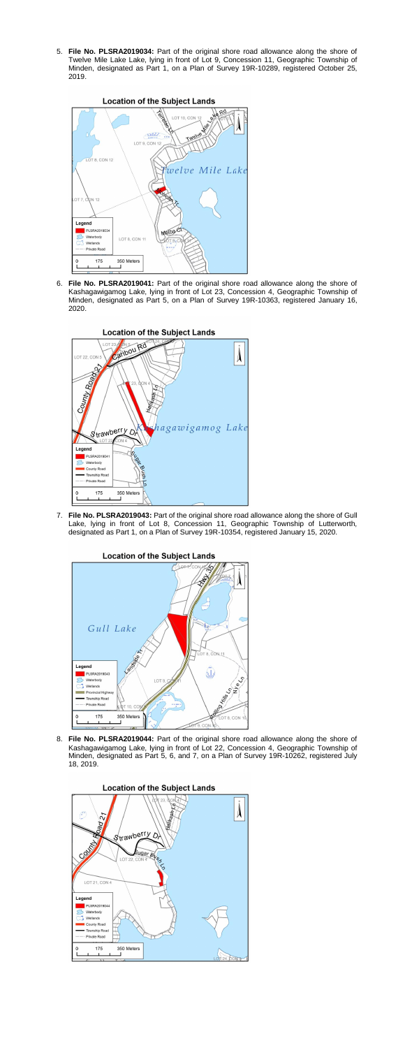5. **File No. PLSRA2019034:** Part of the original shore road allowance along the shore of Twelve Mile Lake Lake, lying in front of Lot 9, Concession 11, Geographic Township of Minden, designated as Part 1, on a Plan of Survey 19R-10289, registered October 25, 2019.

**Location of the Subject Lands**

6. **File No. PLSRA2019041:** Part of the original shore road allowance along the shore of Kashagawigamog Lake, lying in front of Lot 23, Concession 4, Geographic Township of Minden, designated as Part 5, on a Plan of Survey 19R-10363, registered January 16, 2020.

**Location of the Subject Lands**

7. **File No. PLSRA2019043:** Part of the original shore road allowance along the shore of Gull Lake, lying in front of Lot 8, Concession 11, Geographic Township of Lutterworth, designated as Part 1, on a Plan of Survey 19R-10354, registered January 15, 2020.

**Location of the Subject Lands**

8. **File No. PLSRA2019044:** Part of the original shore road allowance along the shore of Kashagawigamog Lake, lying in front of Lot 22, Concession 4, Geographic Township of Minden, designated as Part 5, 6, and 7, on a Plan of Survey 19R-10262, registered July 18, 2019.

**Location of the Subject Lands**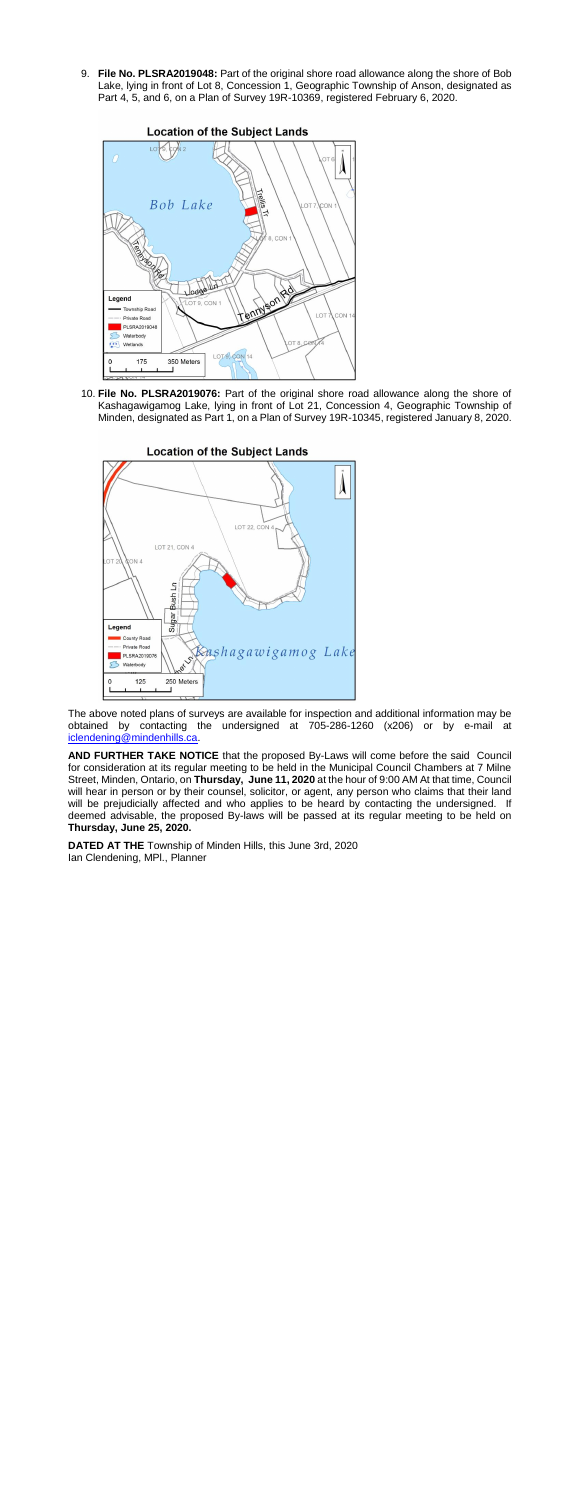9. **File No. PLSRA2019048:** Part of the original shore road allowance along the shore of Bob Lake, lying in front of Lot 8, Concession 1, Geographic Township of Anson, designated as Part 4, 5, and 6, on a Plan of Survey 19R-10369, registered February 6, 2020.

**Location of the Subject Lands**

Bob Lake
Trellis Tr
Tennyson Rd
Lodge Ln
LOT 6, CON 2
LOT 6
LOT 7, CON 1
LOT 8, CON 1
LOT 9, CON 1
LOT 7, CON 14
LOT 8, CON 14
LOT 9, CON 14
Legend
Township Road
Private Road
PLSRA2019048
Waterbody
Wetlands
0 175 350 Meters

10. **File No. PLSRA2019076:** Part of the original shore road allowance along the shore of Kashagawigamog Lake, lying in front of Lot 21, Concession 4, Geographic Township of Minden, designated as Part 1, on a Plan of Survey 19R-10345, registered January 8, 2020.

**Location of the Subject Lands**

Kashagawigamog Lake
Sugar Bush Ln
LOT 22, CON 4
LOT 21, CON 4
LOT 20, CON 4
Legend
County Road
Private Road
PLSRA2019076
Waterbody
0 125 250 Meters

The above noted plans of surveys are available for inspection and additional information may be obtained by contacting the undersigned at 705-286-1260 (x206) or by e-mail at iclendening@mindenhills.ca.

**AND FURTHER TAKE NOTICE** that the proposed By-Laws will come before the said Council for consideration at its regular meeting to be held in the Municipal Council Chambers at 7 Milne Street, Minden, Ontario, on **Thursday, June 11, 2020** at the hour of 9:00 AM At that time, Council will hear in person or by their counsel, solicitor, or agent, any person who claims that their land will be prejudicially affected and who applies to be heard by contacting the undersigned. If deemed advisable, the proposed By-laws will be passed at its regular meeting to be held on **Thursday, June 25, 2020.**

**DATED AT THE** Township of Minden Hills, this June 3rd, 2020
Ian Clendening, MPl., Planner